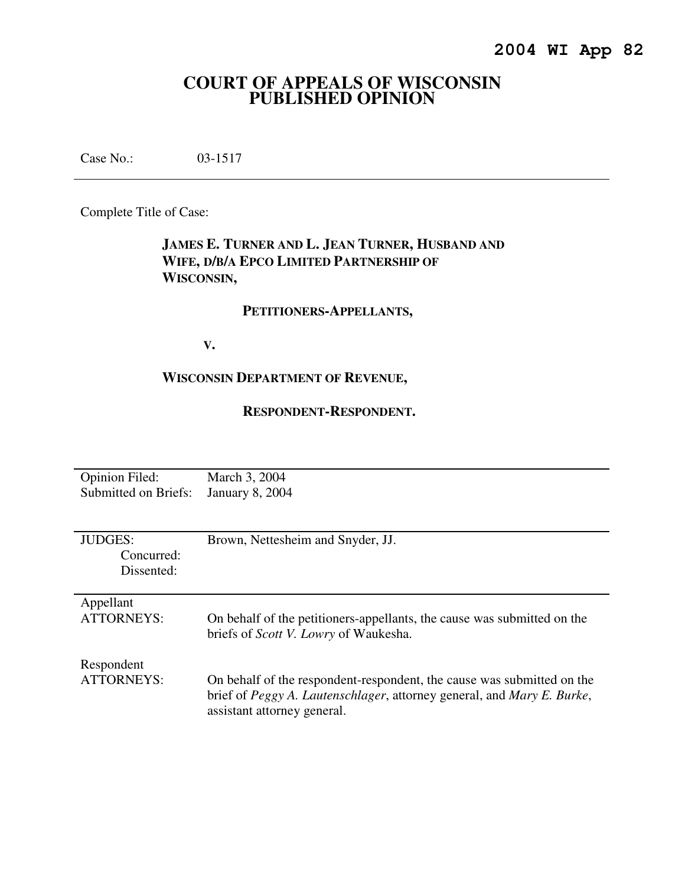**2004 WI App 82**

# COURT OF APPEALS OF WISCONSIN PUBLISHED OPINION

Case No.: 03-1517

---

Complete Title of Case:

**JAMES E. TURNER AND L. JEAN TURNER, HUSBAND AND WIFE, D/B/A EPCO LIMITED PARTNERSHIP OF WISCONSIN,**

**PETITIONERS-APPELLANTS,**

**V.**

**WISCONSIN DEPARTMENT OF REVENUE,**

**RESPONDENT-RESPONDENT.**

---

Opinion Filed: March 3, 2004
Submitted on Briefs: January 8, 2004

---

JUDGES: Brown, Nettesheim and Snyder, JJ.
Concurred:
Dissented:

---

Appellant
ATTORNEYS: On behalf of the petitioners-appellants, the cause was submitted on the briefs of *Scott V. Lowry* of Waukesha.

Respondent
ATTORNEYS: On behalf of the respondent-respondent, the cause was submitted on the brief of *Peggy A. Lautenschlager*, attorney general, and *Mary E. Burke*, assistant attorney general.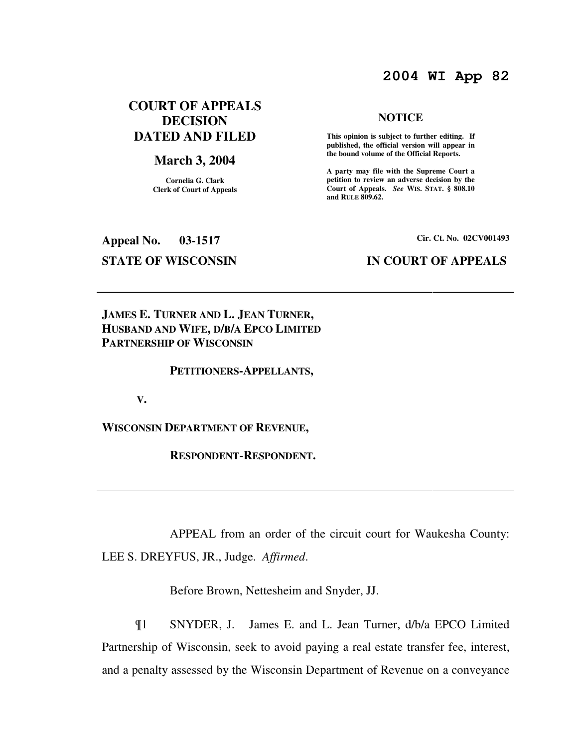**2004 WI App 82**

**COURT OF APPEALS DECISION DATED AND FILED**

**March 3, 2004**

Cornelia G. Clark
Clerk of Court of Appeals

**NOTICE**

**This opinion is subject to further editing. If published, the official version will appear in the bound volume of the Official Reports.**

**A party may file with the Supreme Court a petition to review an adverse decision by the Court of Appeals.** *See* **WIS. STAT. § 808.10 and RULE 809.62.**

**Appeal No. 03-1517**

**Cir. Ct. No. 02CV001493**

**STATE OF WISCONSIN** **IN COURT OF APPEALS**

---

**JAMES E. TURNER AND L. JEAN TURNER, HUSBAND AND WIFE, D/B/A EPCO LIMITED PARTNERSHIP OF WISCONSIN**

**PETITIONERS-APPELLANTS,**

**V.**

**WISCONSIN DEPARTMENT OF REVENUE,**

**RESPONDENT-RESPONDENT.**

---

APPEAL from an order of the circuit court for Waukesha County: LEE S. DREYFUS, JR., Judge. *Affirmed*.

Before Brown, Nettesheim and Snyder, JJ.

¶1 SNYDER, J. James E. and L. Jean Turner, d/b/a EPCO Limited Partnership of Wisconsin, seek to avoid paying a real estate transfer fee, interest, and a penalty assessed by the Wisconsin Department of Revenue on a conveyance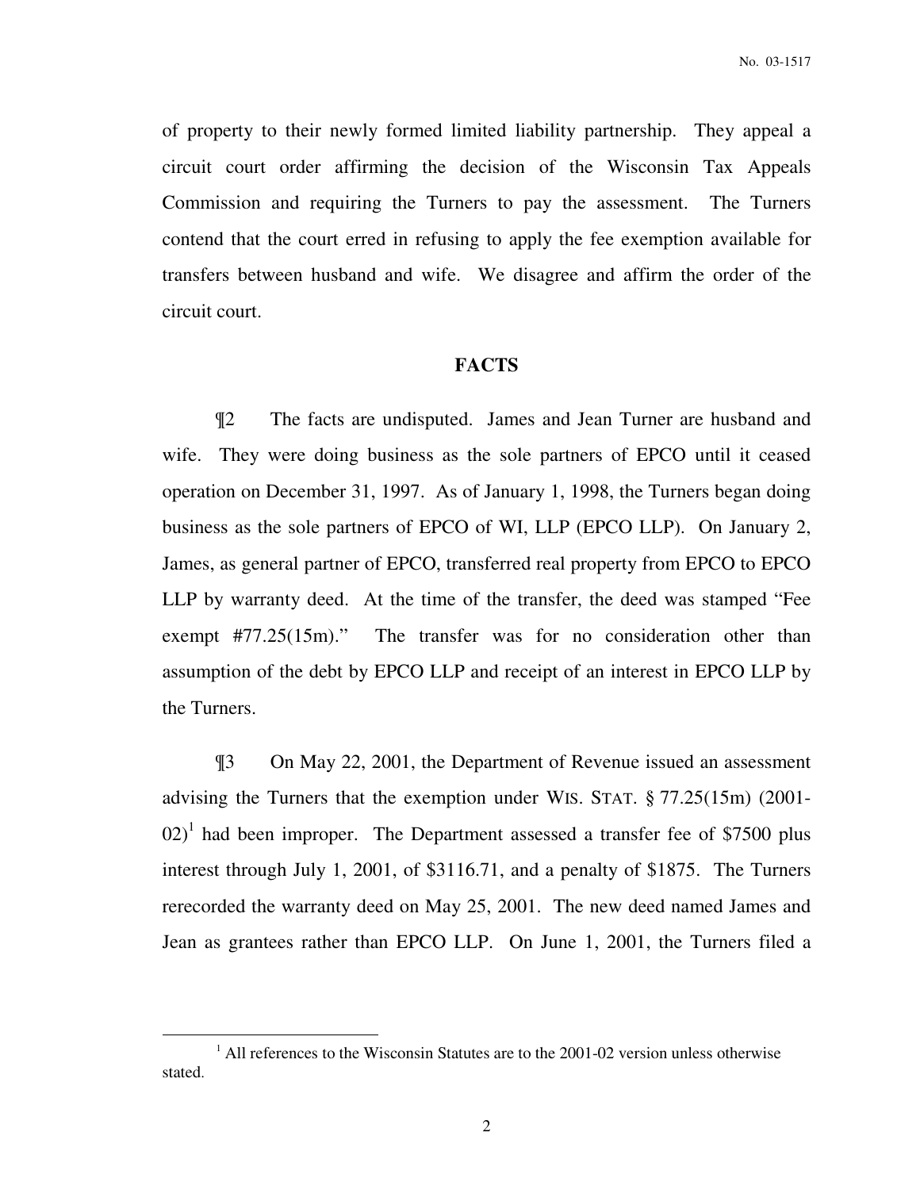of property to their newly formed limited liability partnership. They appeal a circuit court order affirming the decision of the Wisconsin Tax Appeals Commission and requiring the Turners to pay the assessment. The Turners contend that the court erred in refusing to apply the fee exemption available for transfers between husband and wife. We disagree and affirm the order of the circuit court.

## FACTS

¶2 The facts are undisputed. James and Jean Turner are husband and wife. They were doing business as the sole partners of EPCO until it ceased operation on December 31, 1997. As of January 1, 1998, the Turners began doing business as the sole partners of EPCO of WI, LLP (EPCO LLP). On January 2, James, as general partner of EPCO, transferred real property from EPCO to EPCO LLP by warranty deed. At the time of the transfer, the deed was stamped "Fee exempt #77.25(15m)." The transfer was for no consideration other than assumption of the debt by EPCO LLP and receipt of an interest in EPCO LLP by the Turners.

¶3 On May 22, 2001, the Department of Revenue issued an assessment advising the Turners that the exemption under WIS. STAT. § 77.25(15m) (2001-02)[1] had been improper. The Department assessed a transfer fee of $7500 plus interest through July 1, 2001, of $3116.71, and a penalty of $1875. The Turners rerecorded the warranty deed on May 25, 2001. The new deed named James and Jean as grantees rather than EPCO LLP. On June 1, 2001, the Turners filed a

[1] All references to the Wisconsin Statutes are to the 2001-02 version unless otherwise stated.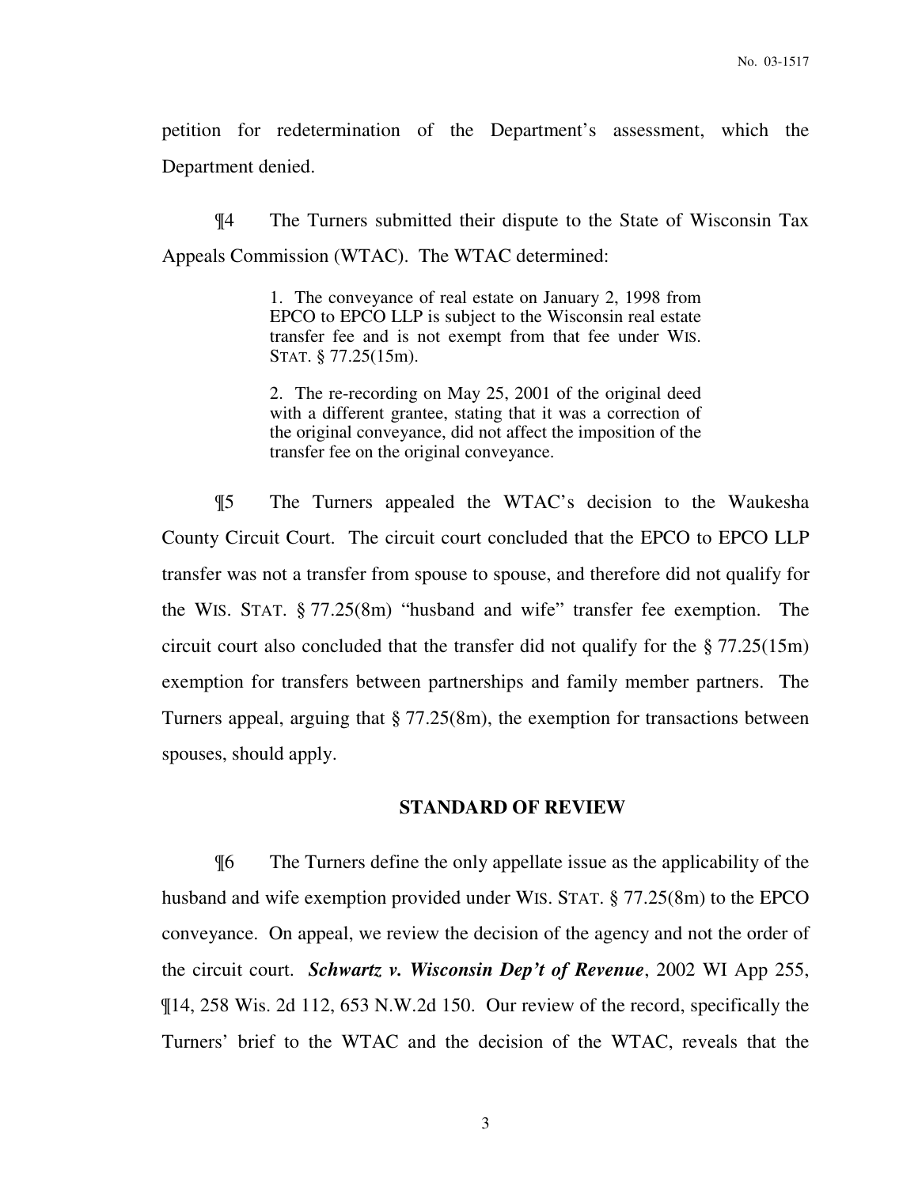petition for redetermination of the Department's assessment, which the Department denied.

¶4 The Turners submitted their dispute to the State of Wisconsin Tax Appeals Commission (WTAC). The WTAC determined:

> 1. The conveyance of real estate on January 2, 1998 from EPCO to EPCO LLP is subject to the Wisconsin real estate transfer fee and is not exempt from that fee under WIS. STAT. § 77.25(15m).
>
> 2. The re-recording on May 25, 2001 of the original deed with a different grantee, stating that it was a correction of the original conveyance, did not affect the imposition of the transfer fee on the original conveyance.

¶5 The Turners appealed the WTAC's decision to the Waukesha County Circuit Court. The circuit court concluded that the EPCO to EPCO LLP transfer was not a transfer from spouse to spouse, and therefore did not qualify for the WIS. STAT. § 77.25(8m) "husband and wife" transfer fee exemption. The circuit court also concluded that the transfer did not qualify for the § 77.25(15m) exemption for transfers between partnerships and family member partners. The Turners appeal, arguing that § 77.25(8m), the exemption for transactions between spouses, should apply.

## STANDARD OF REVIEW

¶6 The Turners define the only appellate issue as the applicability of the husband and wife exemption provided under WIS. STAT. § 77.25(8m) to the EPCO conveyance. On appeal, we review the decision of the agency and not the order of the circuit court. ***Schwartz v. Wisconsin Dep't of Revenue***, 2002 WI App 255, ¶14, 258 Wis. 2d 112, 653 N.W.2d 150. Our review of the record, specifically the Turners' brief to the WTAC and the decision of the WTAC, reveals that the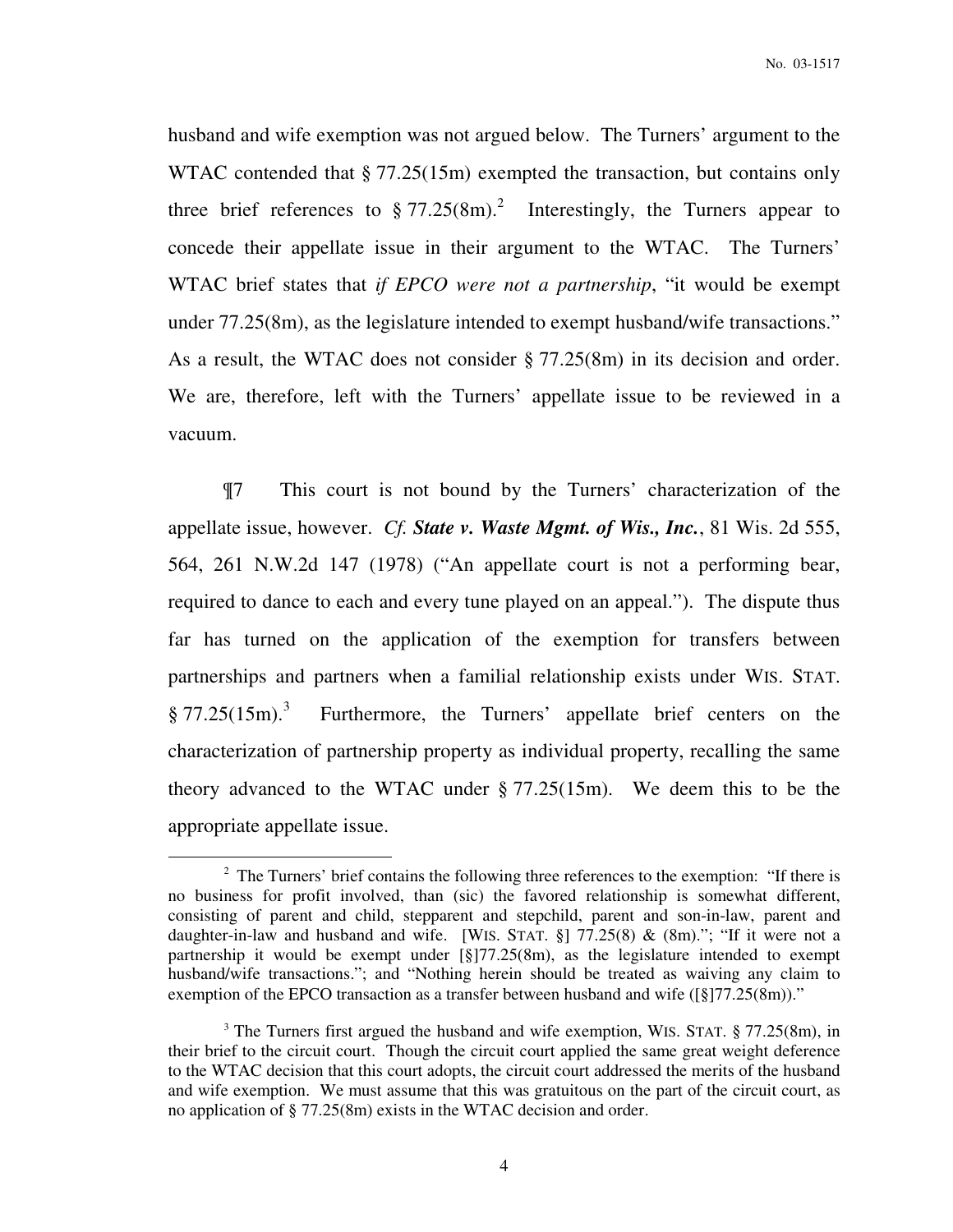husband and wife exemption was not argued below. The Turners' argument to the WTAC contended that § 77.25(15m) exempted the transaction, but contains only three brief references to § 77.25(8m).[2] Interestingly, the Turners appear to concede their appellate issue in their argument to the WTAC. The Turners' WTAC brief states that *if EPCO were not a partnership*, "it would be exempt under 77.25(8m), as the legislature intended to exempt husband/wife transactions." As a result, the WTAC does not consider § 77.25(8m) in its decision and order. We are, therefore, left with the Turners' appellate issue to be reviewed in a vacuum.

¶7 This court is not bound by the Turners' characterization of the appellate issue, however. *Cf.* ***State v. Waste Mgmt. of Wis., Inc.***, 81 Wis. 2d 555, 564, 261 N.W.2d 147 (1978) ("An appellate court is not a performing bear, required to dance to each and every tune played on an appeal."). The dispute thus far has turned on the application of the exemption for transfers between partnerships and partners when a familial relationship exists under WIS. STAT. § 77.25(15m).[3] Furthermore, the Turners' appellate brief centers on the characterization of partnership property as individual property, recalling the same theory advanced to the WTAC under § 77.25(15m). We deem this to be the appropriate appellate issue.

---

[2] The Turners' brief contains the following three references to the exemption: "If there is no business for profit involved, than (sic) the favored relationship is somewhat different, consisting of parent and child, stepparent and stepchild, parent and son-in-law, parent and daughter-in-law and husband and wife. [WIS. STAT. §] 77.25(8) & (8m)."; "If it were not a partnership it would be exempt under [§]77.25(8m), as the legislature intended to exempt husband/wife transactions."; and "Nothing herein should be treated as waiving any claim to exemption of the EPCO transaction as a transfer between husband and wife ([§]77.25(8m))."

[3] The Turners first argued the husband and wife exemption, WIS. STAT. § 77.25(8m), in their brief to the circuit court. Though the circuit court applied the same great weight deference to the WTAC decision that this court adopts, the circuit court addressed the merits of the husband and wife exemption. We must assume that this was gratuitous on the part of the circuit court, as no application of § 77.25(8m) exists in the WTAC decision and order.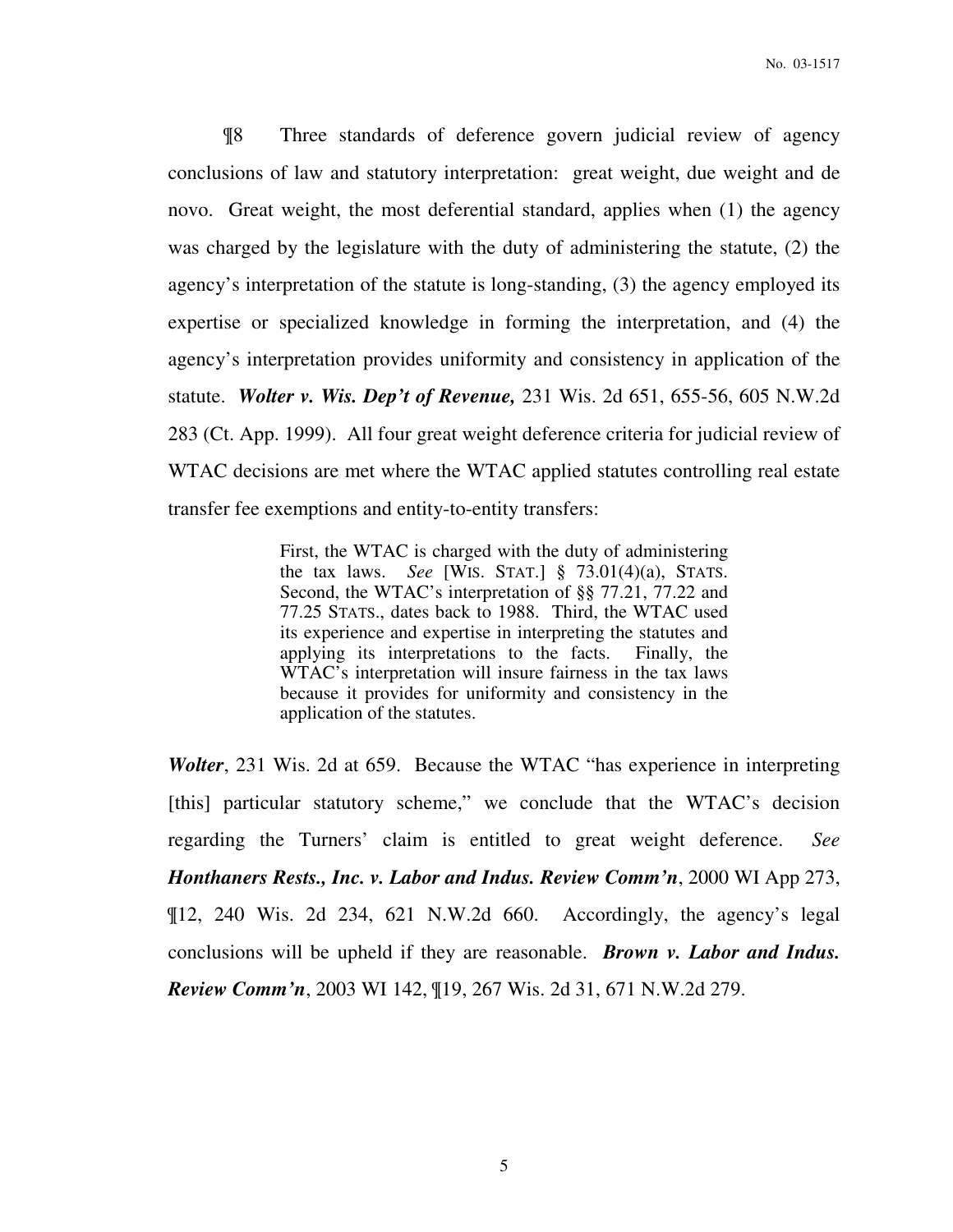¶8 Three standards of deference govern judicial review of agency conclusions of law and statutory interpretation: great weight, due weight and de novo. Great weight, the most deferential standard, applies when (1) the agency was charged by the legislature with the duty of administering the statute, (2) the agency's interpretation of the statute is long-standing, (3) the agency employed its expertise or specialized knowledge in forming the interpretation, and (4) the agency's interpretation provides uniformity and consistency in application of the statute. ***Wolter v. Wis. Dep't of Revenue,*** 231 Wis. 2d 651, 655-56, 605 N.W.2d 283 (Ct. App. 1999). All four great weight deference criteria for judicial review of WTAC decisions are met where the WTAC applied statutes controlling real estate transfer fee exemptions and entity-to-entity transfers:

> First, the WTAC is charged with the duty of administering the tax laws. *See* [WIS. STAT.] § 73.01(4)(a), STATS. Second, the WTAC's interpretation of §§ 77.21, 77.22 and 77.25 STATS., dates back to 1988. Third, the WTAC used its experience and expertise in interpreting the statutes and applying its interpretations to the facts. Finally, the WTAC's interpretation will insure fairness in the tax laws because it provides for uniformity and consistency in the application of the statutes.

***Wolter***, 231 Wis. 2d at 659. Because the WTAC "has experience in interpreting [this] particular statutory scheme," we conclude that the WTAC's decision regarding the Turners' claim is entitled to great weight deference. *See* ***Honthaners Rests., Inc. v. Labor and Indus. Review Comm'n***, 2000 WI App 273, ¶12, 240 Wis. 2d 234, 621 N.W.2d 660. Accordingly, the agency's legal conclusions will be upheld if they are reasonable. ***Brown v. Labor and Indus. Review Comm'n***, 2003 WI 142, ¶19, 267 Wis. 2d 31, 671 N.W.2d 279.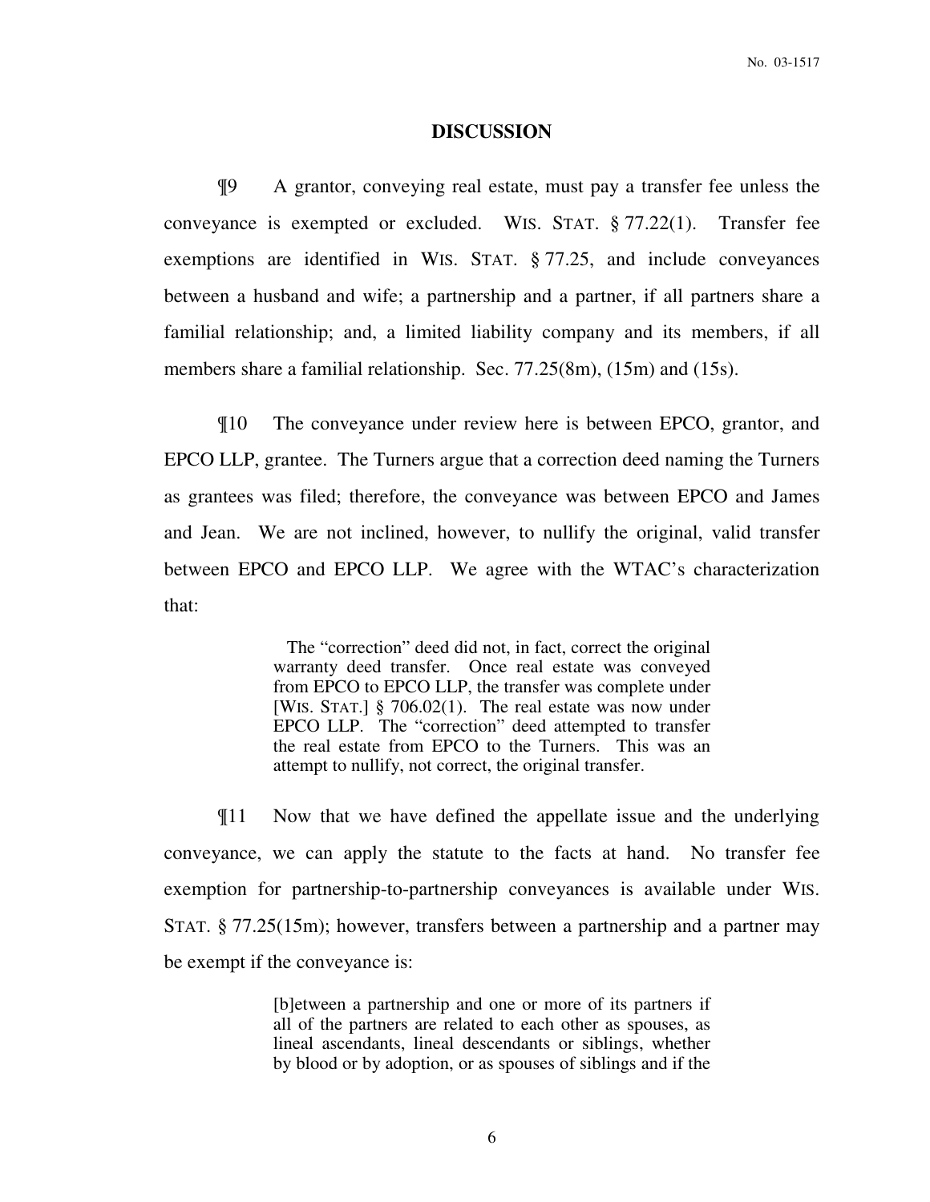## DISCUSSION

¶9 A grantor, conveying real estate, must pay a transfer fee unless the conveyance is exempted or excluded. WIS. STAT. § 77.22(1). Transfer fee exemptions are identified in WIS. STAT. § 77.25, and include conveyances between a husband and wife; a partnership and a partner, if all partners share a familial relationship; and, a limited liability company and its members, if all members share a familial relationship. Sec. 77.25(8m), (15m) and (15s).

¶10 The conveyance under review here is between EPCO, grantor, and EPCO LLP, grantee. The Turners argue that a correction deed naming the Turners as grantees was filed; therefore, the conveyance was between EPCO and James and Jean. We are not inclined, however, to nullify the original, valid transfer between EPCO and EPCO LLP. We agree with the WTAC's characterization that:

> The "correction" deed did not, in fact, correct the original warranty deed transfer. Once real estate was conveyed from EPCO to EPCO LLP, the transfer was complete under [WIS. STAT.] § 706.02(1). The real estate was now under EPCO LLP. The "correction" deed attempted to transfer the real estate from EPCO to the Turners. This was an attempt to nullify, not correct, the original transfer.

¶11 Now that we have defined the appellate issue and the underlying conveyance, we can apply the statute to the facts at hand. No transfer fee exemption for partnership-to-partnership conveyances is available under WIS. STAT. § 77.25(15m); however, transfers between a partnership and a partner may be exempt if the conveyance is:

> [b]etween a partnership and one or more of its partners if all of the partners are related to each other as spouses, as lineal ascendants, lineal descendants or siblings, whether by blood or by adoption, or as spouses of siblings and if the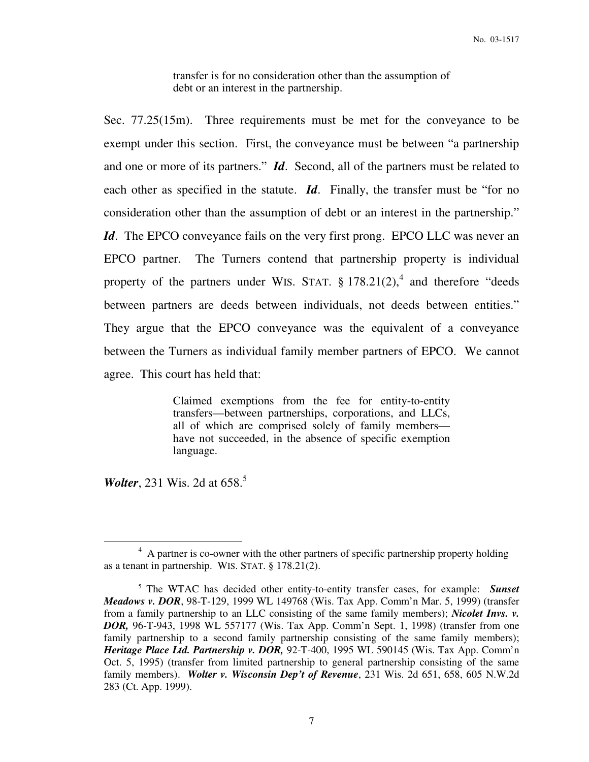> transfer is for no consideration other than the assumption of debt or an interest in the partnership.

Sec. 77.25(15m). Three requirements must be met for the conveyance to be exempt under this section. First, the conveyance must be between "a partnership and one or more of its partners." ***Id***. Second, all of the partners must be related to each other as specified in the statute. ***Id***. Finally, the transfer must be "for no consideration other than the assumption of debt or an interest in the partnership." ***Id***. The EPCO conveyance fails on the very first prong. EPCO LLC was never an EPCO partner. The Turners contend that partnership property is individual property of the partners under WIS. STAT. § 178.21(2),[4] and therefore "deeds between partners are deeds between individuals, not deeds between entities." They argue that the EPCO conveyance was the equivalent of a conveyance between the Turners as individual family member partners of EPCO. We cannot agree. This court has held that:

> Claimed exemptions from the fee for entity-to-entity transfers—between partnerships, corporations, and LLCs, all of which are comprised solely of family members—have not succeeded, in the absence of specific exemption language.

***Wolter***, 231 Wis. 2d at 658.[5]

---

[4] A partner is co-owner with the other partners of specific partnership property holding as a tenant in partnership. WIS. STAT. § 178.21(2).

[5] The WTAC has decided other entity-to-entity transfer cases, for example: ***Sunset Meadows v. DOR***, 98-T-129, 1999 WL 149768 (Wis. Tax App. Comm'n Mar. 5, 1999) (transfer from a family partnership to an LLC consisting of the same family members); ***Nicolet Invs. v. DOR,*** 96-T-943, 1998 WL 557177 (Wis. Tax App. Comm'n Sept. 1, 1998) (transfer from one family partnership to a second family partnership consisting of the same family members); ***Heritage Place Ltd. Partnership v. DOR,*** 92-T-400, 1995 WL 590145 (Wis. Tax App. Comm'n Oct. 5, 1995) (transfer from limited partnership to general partnership consisting of the same family members). ***Wolter v. Wisconsin Dep't of Revenue***, 231 Wis. 2d 651, 658, 605 N.W.2d 283 (Ct. App. 1999).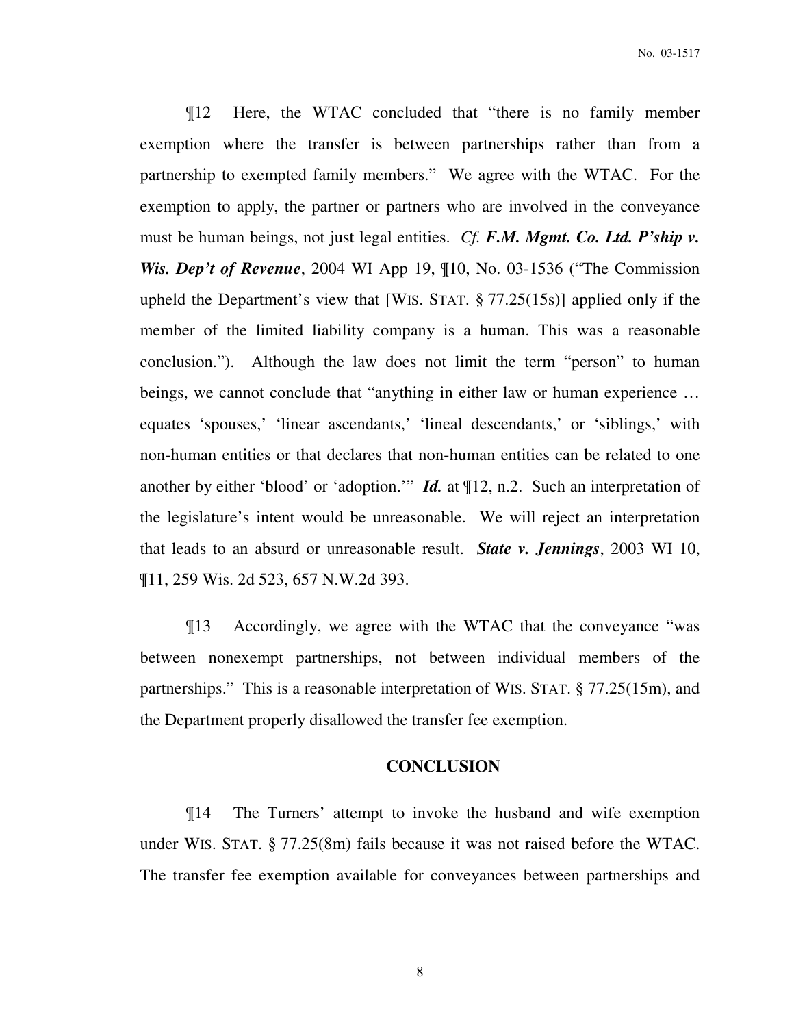¶12 Here, the WTAC concluded that "there is no family member exemption where the transfer is between partnerships rather than from a partnership to exempted family members." We agree with the WTAC. For the exemption to apply, the partner or partners who are involved in the conveyance must be human beings, not just legal entities. *Cf.* ***F.M. Mgmt. Co. Ltd. P'ship v. Wis. Dep't of Revenue***, 2004 WI App 19, ¶10, No. 03-1536 ("The Commission upheld the Department's view that [WIS. STAT. § 77.25(15s)] applied only if the member of the limited liability company is a human. This was a reasonable conclusion."). Although the law does not limit the term "person" to human beings, we cannot conclude that "anything in either law or human experience … equates 'spouses,' 'linear ascendants,' 'lineal descendants,' or 'siblings,' with non-human entities or that declares that non-human entities can be related to one another by either 'blood' or 'adoption.'" ***Id.*** at ¶12, n.2. Such an interpretation of the legislature's intent would be unreasonable. We will reject an interpretation that leads to an absurd or unreasonable result. ***State v. Jennings***, 2003 WI 10, ¶11, 259 Wis. 2d 523, 657 N.W.2d 393.

¶13 Accordingly, we agree with the WTAC that the conveyance "was between nonexempt partnerships, not between individual members of the partnerships." This is a reasonable interpretation of WIS. STAT. § 77.25(15m), and the Department properly disallowed the transfer fee exemption.

## CONCLUSION

¶14 The Turners' attempt to invoke the husband and wife exemption under WIS. STAT. § 77.25(8m) fails because it was not raised before the WTAC. The transfer fee exemption available for conveyances between partnerships and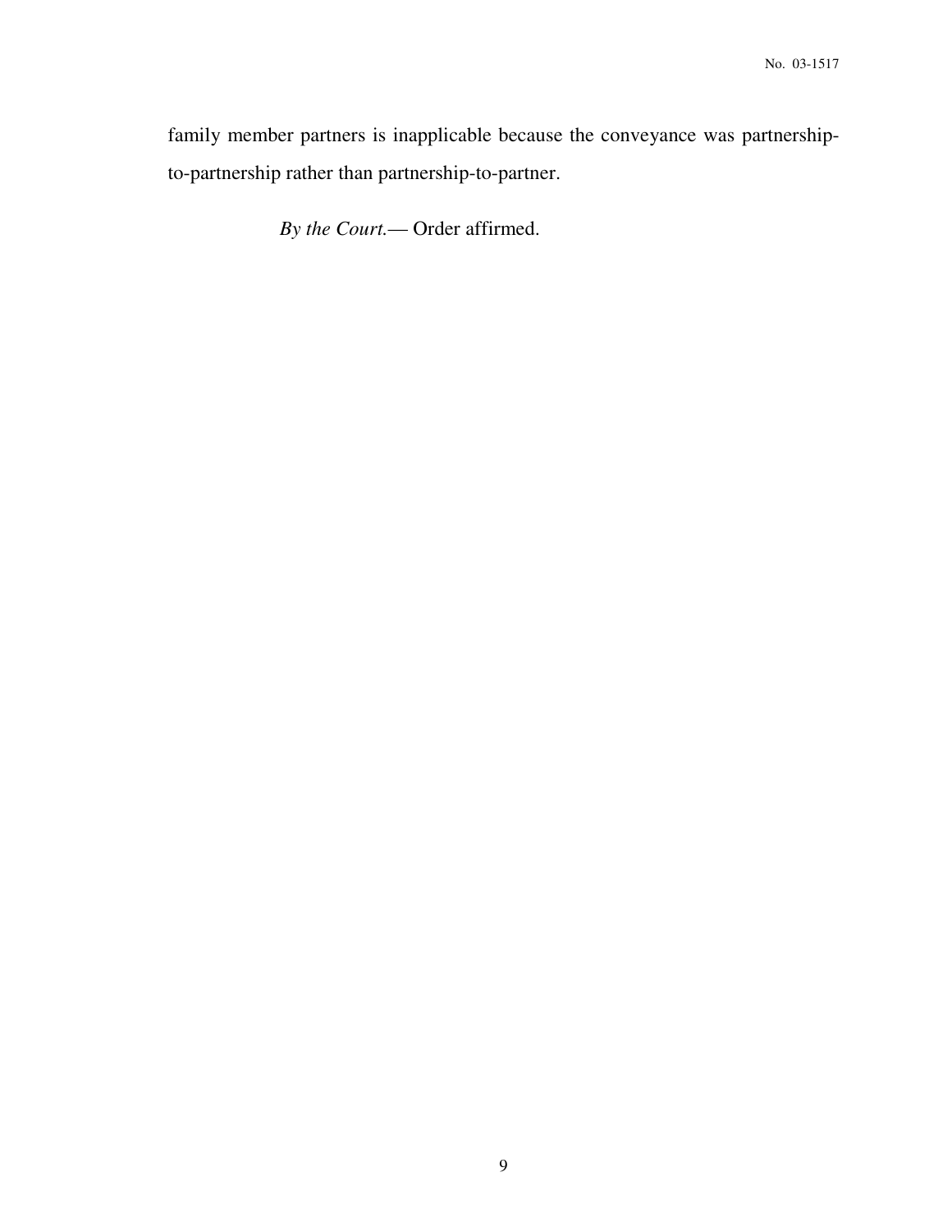family member partners is inapplicable because the conveyance was partnership-to-partnership rather than partnership-to-partner.

*By the Court.*— Order affirmed.